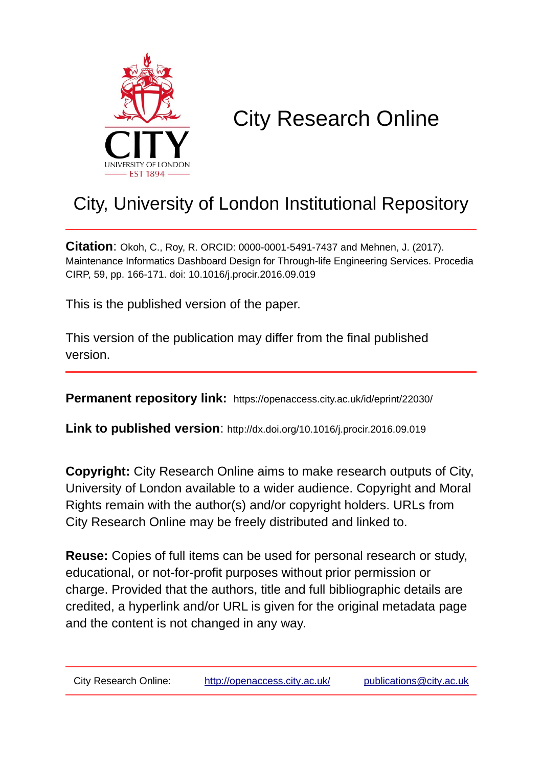# City Research Online

## City, University of London Institutional Repository

**Citation**: Okoh, C., Roy, R. ORCID: 0000-0001-5491-7437 and Mehnen, J. (2017). Maintenance Informatics Dashboard Design for Through-life Engineering Services. Procedia CIRP, 59, pp. 166-171. doi: 10.1016/j.procir.2016.09.019

This is the published version of the paper.

This version of the publication may differ from the final published version.

**Permanent repository link:** https://openaccess.city.ac.uk/id/eprint/22030/

**Link to published version**: http://dx.doi.org/10.1016/j.procir.2016.09.019

**Copyright:** City Research Online aims to make research outputs of City, University of London available to a wider audience. Copyright and Moral Rights remain with the author(s) and/or copyright holders. URLs from City Research Online may be freely distributed and linked to.

**Reuse:** Copies of full items can be used for personal research or study, educational, or not-for-profit purposes without prior permission or charge. Provided that the authors, title and full bibliographic details are credited, a hyperlink and/or URL is given for the original metadata page and the content is not changed in any way.

City Research Online: http://openaccess.city.ac.uk/ publications@city.ac.uk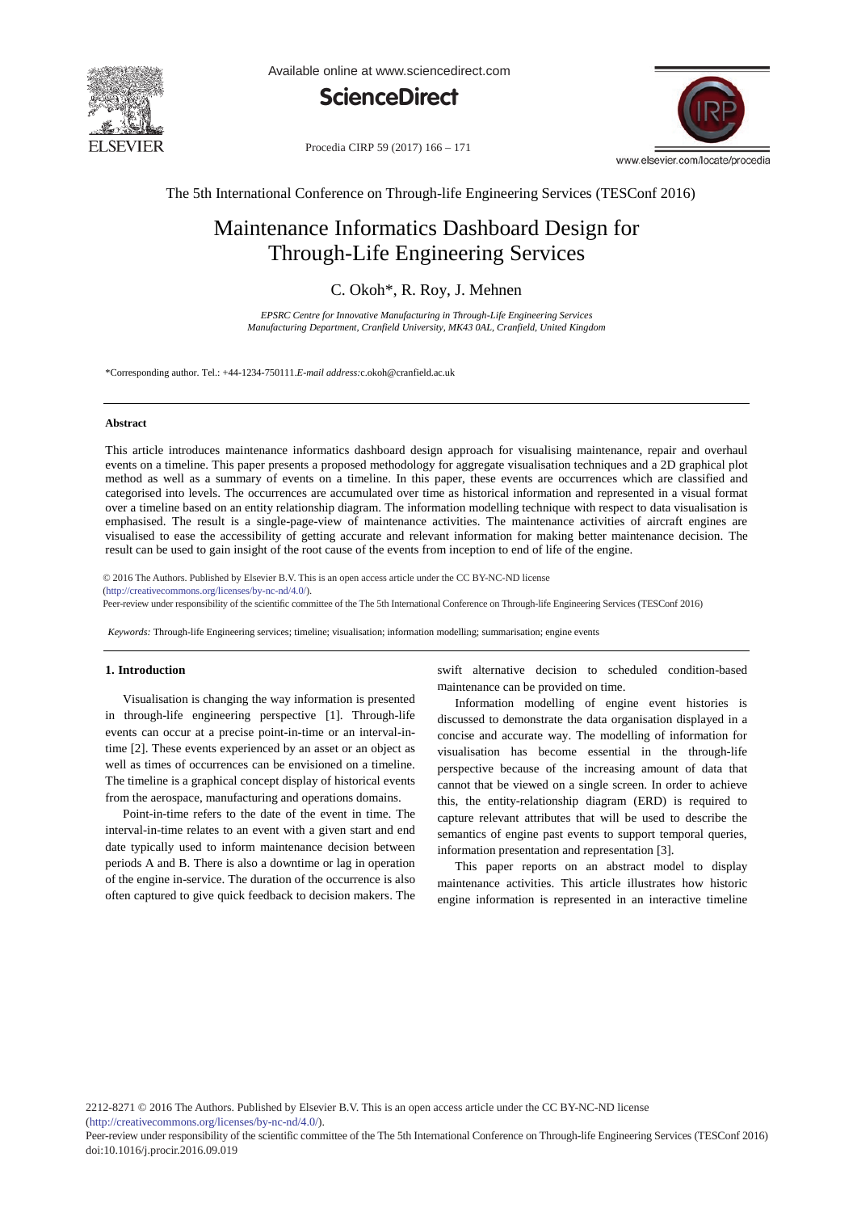The 5th International Conference on Through-life Engineering Services (TESConf 2016)

# Maintenance Informatics Dashboard Design for Through-Life Engineering Services

C. Okoh*, R. Roy, J. Mehnen

*EPSRC Centre for Innovative Manufacturing in Through-Life Engineering Services*
*Manufacturing Department, Cranfield University, MK43 0AL, Cranfield, United Kingdom*

*Corresponding author. Tel.: +44-1234-750111.*E-mail address:* c.okoh@cranfield.ac.uk

---

**Abstract**

This article introduces maintenance informatics dashboard design approach for visualising maintenance, repair and overhaul events on a timeline. This paper presents a proposed methodology for aggregate visualisation techniques and a 2D graphical plot method as well as a summary of events on a timeline. In this paper, these events are occurrences which are classified and categorised into levels. The occurrences are accumulated over time as historical information and represented in a visual format over a timeline based on an entity relationship diagram. The information modelling technique with respect to data visualisation is emphasised. The result is a single-page-view of maintenance activities. The maintenance activities of aircraft engines are visualised to ease the accessibility of getting accurate and relevant information for making better maintenance decision. The result can be used to gain insight of the root cause of the events from inception to end of life of the engine.

© 2016 The Authors. Published by Elsevier B.V. This is an open access article under the CC BY-NC-ND license (http://creativecommons.org/licenses/by-nc-nd/4.0/).
Peer-review under responsibility of the scientific committee of the The 5th International Conference on Through-life Engineering Services (TESConf 2016)

*Keywords:* Through-life Engineering services; timeline; visualisation; information modelling; summarisation; engine events

---

## 1. Introduction

Visualisation is changing the way information is presented in through-life engineering perspective [1]. Through-life events can occur at a precise point-in-time or an interval-in-time [2]. These events experienced by an asset or an object as well as times of occurrences can be envisioned on a timeline. The timeline is a graphical concept display of historical events from the aerospace, manufacturing and operations domains.

Point-in-time refers to the date of the event in time. The interval-in-time relates to an event with a given start and end date typically used to inform maintenance decision between periods A and B. There is also a downtime or lag in operation of the engine in-service. The duration of the occurrence is also often captured to give quick feedback to decision makers. The swift alternative decision to scheduled condition-based maintenance can be provided on time.

Information modelling of engine event histories is discussed to demonstrate the data organisation displayed in a concise and accurate way. The modelling of information for visualisation has become essential in the through-life perspective because of the increasing amount of data that cannot that be viewed on a single screen. In order to achieve this, the entity-relationship diagram (ERD) is required to capture relevant attributes that will be used to describe the semantics of engine past events to support temporal queries, information presentation and representation [3].

This paper reports on an abstract model to display maintenance activities. This article illustrates how historic engine information is represented in an interactive timeline

2212-8271 © 2016 The Authors. Published by Elsevier B.V. This is an open access article under the CC BY-NC-ND license (http://creativecommons.org/licenses/by-nc-nd/4.0/).
Peer-review under responsibility of the scientific committee of the The 5th International Conference on Through-life Engineering Services (TESConf 2016)
doi:10.1016/j.procir.2016.09.019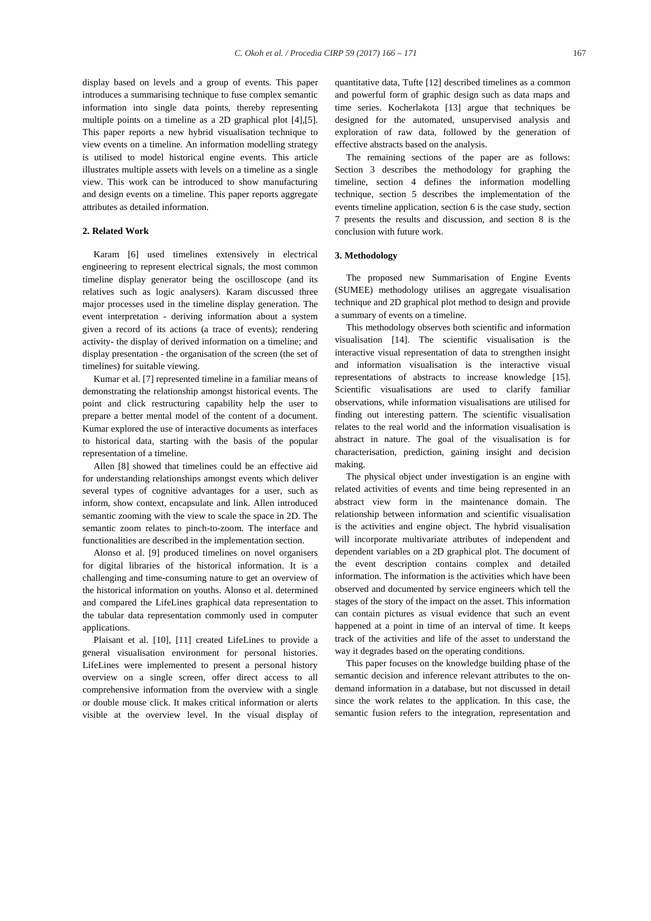display based on levels and a group of events. This paper introduces a summarising technique to fuse complex semantic information into single data points, thereby representing multiple points on a timeline as a 2D graphical plot [4],[5]. This paper reports a new hybrid visualisation technique to view events on a timeline. An information modelling strategy is utilised to model historical engine events. This article illustrates multiple assets with levels on a timeline as a single view. This work can be introduced to show manufacturing and design events on a timeline. This paper reports aggregate attributes as detailed information.

## 2. Related Work

Karam [6] used timelines extensively in electrical engineering to represent electrical signals, the most common timeline display generator being the oscilloscope (and its relatives such as logic analysers). Karam discussed three major processes used in the timeline display generation. The event interpretation - deriving information about a system given a record of its actions (a trace of events); rendering activity- the display of derived information on a timeline; and display presentation - the organisation of the screen (the set of timelines) for suitable viewing.

Kumar et al. [7] represented timeline in a familiar means of demonstrating the relationship amongst historical events. The point and click restructuring capability help the user to prepare a better mental model of the content of a document. Kumar explored the use of interactive documents as interfaces to historical data, starting with the basis of the popular representation of a timeline.

Allen [8] showed that timelines could be an effective aid for understanding relationships amongst events which deliver several types of cognitive advantages for a user, such as inform, show context, encapsulate and link. Allen introduced semantic zooming with the view to scale the space in 2D. The semantic zoom relates to pinch-to-zoom. The interface and functionalities are described in the implementation section.

Alonso et al. [9] produced timelines on novel organisers for digital libraries of the historical information. It is a challenging and time-consuming nature to get an overview of the historical information on youths. Alonso et al. determined and compared the LifeLines graphical data representation to the tabular data representation commonly used in computer applications.

Plaisant et al. [10], [11] created LifeLines to provide a general visualisation environment for personal histories. LifeLines were implemented to present a personal history overview on a single screen, offer direct access to all comprehensive information from the overview with a single or double mouse click. It makes critical information or alerts visible at the overview level. In the visual display of quantitative data, Tufte [12] described timelines as a common and powerful form of graphic design such as data maps and time series. Kocherlakota [13] argue that techniques be designed for the automated, unsupervised analysis and exploration of raw data, followed by the generation of effective abstracts based on the analysis.

The remaining sections of the paper are as follows: Section 3 describes the methodology for graphing the timeline, section 4 defines the information modelling technique, section 5 describes the implementation of the events timeline application, section 6 is the case study, section 7 presents the results and discussion, and section 8 is the conclusion with future work.

## 3. Methodology

The proposed new Summarisation of Engine Events (SUMEE) methodology utilises an aggregate visualisation technique and 2D graphical plot method to design and provide a summary of events on a timeline.

This methodology observes both scientific and information visualisation [14]. The scientific visualisation is the interactive visual representation of data to strengthen insight and information visualisation is the interactive visual representations of abstracts to increase knowledge [15]. Scientific visualisations are used to clarify familiar observations, while information visualisations are utilised for finding out interesting pattern. The scientific visualisation relates to the real world and the information visualisation is abstract in nature. The goal of the visualisation is for characterisation, prediction, gaining insight and decision making.

The physical object under investigation is an engine with related activities of events and time being represented in an abstract view form in the maintenance domain. The relationship between information and scientific visualisation is the activities and engine object. The hybrid visualisation will incorporate multivariate attributes of independent and dependent variables on a 2D graphical plot. The document of the event description contains complex and detailed information. The information is the activities which have been observed and documented by service engineers which tell the stages of the story of the impact on the asset. This information can contain pictures as visual evidence that such an event happened at a point in time of an interval of time. It keeps track of the activities and life of the asset to understand the way it degrades based on the operating conditions.

This paper focuses on the knowledge building phase of the semantic decision and inference relevant attributes to the on-demand information in a database, but not discussed in detail since the work relates to the application. In this case, the semantic fusion refers to the integration, representation and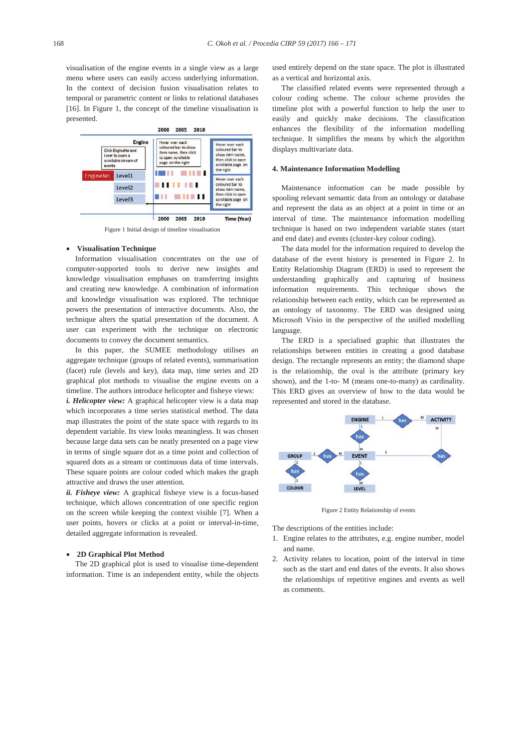visualisation of the engine events in a single view as a large menu where users can easily access underlying information. In the context of decision fusion visualisation relates to temporal or parametric content or links to relational databases [16]. In Figure 1, the concept of the timeline visualisation is presented.

Figure 1 Initial design of timeline visualisation

- **Visualisation Technique**

Information visualisation concentrates on the use of computer-supported tools to derive new insights and knowledge visualisation emphases on transferring insights and creating new knowledge. A combination of information and knowledge visualisation was explored. The technique powers the presentation of interactive documents. Also, the technique alters the spatial presentation of the document. A user can experiment with the technique on electronic documents to convey the document semantics.

In this paper, the SUMEE methodology utilises an aggregate technique (groups of related events), summarisation (facet) rule (levels and key), data map, time series and 2D graphical plot methods to visualise the engine events on a timeline. The authors introduce helicopter and fisheye views:

***i. Helicopter view:*** A graphical helicopter view is a data map which incorporates a time series statistical method. The data map illustrates the point of the state space with regards to its dependent variable. Its view looks meaningless. It was chosen because large data sets can be neatly presented on a page view in terms of single square dot as a time point and collection of squared dots as a stream or continuous data of time intervals. These square points are colour coded which makes the graph attractive and draws the user attention.

***ii. Fisheye view:*** A graphical fisheye view is a focus-based technique, which allows concentration of one specific region on the screen while keeping the context visible [7]. When a user points, hovers or clicks at a point or interval-in-time, detailed aggregate information is revealed.

- **2D Graphical Plot Method**

The 2D graphical plot is used to visualise time-dependent information. Time is an independent entity, while the objects used entirely depend on the state space. The plot is illustrated as a vertical and horizontal axis.

The classified related events were represented through a colour coding scheme. The colour scheme provides the timeline plot with a powerful function to help the user to easily and quickly make decisions. The classification enhances the flexibility of the information modelling technique. It simplifies the means by which the algorithm displays multivariate data.

## 4. Maintenance Information Modelling

Maintenance information can be made possible by spooling relevant semantic data from an ontology or database and represent the data as an object at a point in time or an interval of time. The maintenance information modelling technique is based on two independent variable states (start and end date) and events (cluster-key colour coding).

The data model for the information required to develop the database of the event history is presented in Figure 2. In Entity Relationship Diagram (ERD) is used to represent the understanding graphically and capturing of business information requirements. This technique shows the relationship between each entity, which can be represented as an ontology of taxonomy. The ERD was designed using Microsoft Visio in the perspective of the unified modelling language.

The ERD is a specialised graphic that illustrates the relationships between entities in creating a good database design. The rectangle represents an entity; the diamond shape is the relationship, the oval is the attribute (primary key shown), and the 1-to- M (means one-to-many) as cardinality. This ERD gives an overview of how to the data would be represented and stored in the database.

Figure 2 Entity Relationship of events

The descriptions of the entities include:

1. Engine relates to the attributes, e.g. engine number, model and name.
2. Activity relates to location, point of the interval in time such as the start and end dates of the events. It also shows the relationships of repetitive engines and events as well as comments.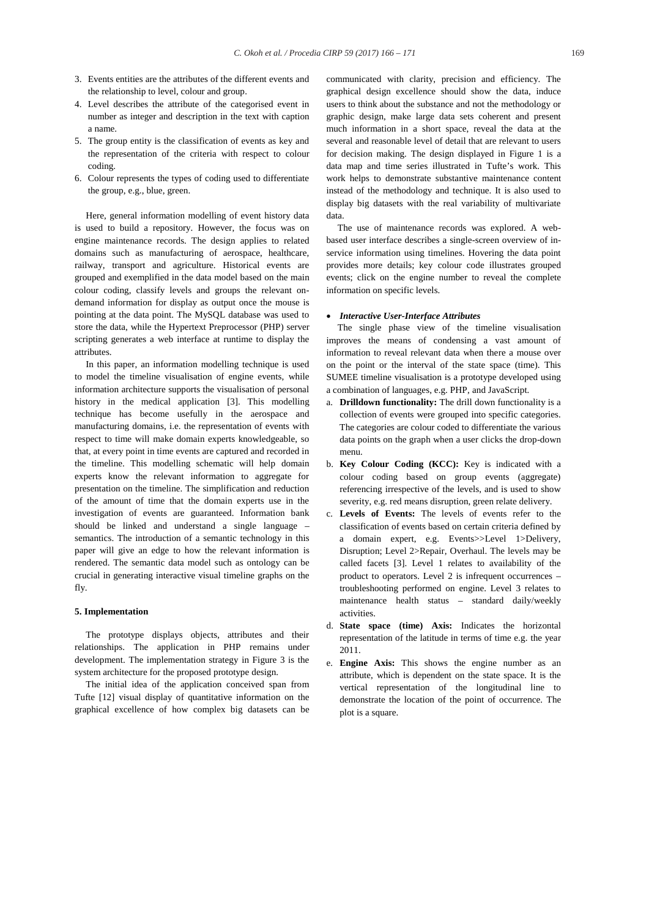3. Events entities are the attributes of the different events and the relationship to level, colour and group.
4. Level describes the attribute of the categorised event in number as integer and description in the text with caption a name.
5. The group entity is the classification of events as key and the representation of the criteria with respect to colour coding.
6. Colour represents the types of coding used to differentiate the group, e.g., blue, green.

Here, general information modelling of event history data is used to build a repository. However, the focus was on engine maintenance records. The design applies to related domains such as manufacturing of aerospace, healthcare, railway, transport and agriculture. Historical events are grouped and exemplified in the data model based on the main colour coding, classify levels and groups the relevant on-demand information for display as output once the mouse is pointing at the data point. The MySQL database was used to store the data, while the Hypertext Preprocessor (PHP) server scripting generates a web interface at runtime to display the attributes.

In this paper, an information modelling technique is used to model the timeline visualisation of engine events, while information architecture supports the visualisation of personal history in the medical application [3]. This modelling technique has become usefully in the aerospace and manufacturing domains, i.e. the representation of events with respect to time will make domain experts knowledgeable, so that, at every point in time events are captured and recorded in the timeline. This modelling schematic will help domain experts know the relevant information to aggregate for presentation on the timeline. The simplification and reduction of the amount of time that the domain experts use in the investigation of events are guaranteed. Information bank should be linked and understand a single language – semantics. The introduction of a semantic technology in this paper will give an edge to how the relevant information is rendered. The semantic data model such as ontology can be crucial in generating interactive visual timeline graphs on the fly.

## 5. Implementation

The prototype displays objects, attributes and their relationships. The application in PHP remains under development. The implementation strategy in Figure 3 is the system architecture for the proposed prototype design.

The initial idea of the application conceived span from Tufte [12] visual display of quantitative information on the graphical excellence of how complex big datasets can be communicated with clarity, precision and efficiency. The graphical design excellence should show the data, induce users to think about the substance and not the methodology or graphic design, make large data sets coherent and present much information in a short space, reveal the data at the several and reasonable level of detail that are relevant to users for decision making. The design displayed in Figure 1 is a data map and time series illustrated in Tufte's work. This work helps to demonstrate substantive maintenance content instead of the methodology and technique. It is also used to display big datasets with the real variability of multivariate data.

The use of maintenance records was explored. A web-based user interface describes a single-screen overview of in-service information using timelines. Hovering the data point provides more details; key colour code illustrates grouped events; click on the engine number to reveal the complete information on specific levels.

- ***Interactive User-Interface Attributes***

The single phase view of the timeline visualisation improves the means of condensing a vast amount of information to reveal relevant data when there a mouse over on the point or the interval of the state space (time). This SUMEE timeline visualisation is a prototype developed using a combination of languages, e.g. PHP, and JavaScript.

a. **Drilldown functionality:** The drill down functionality is a collection of events were grouped into specific categories. The categories are colour coded to differentiate the various data points on the graph when a user clicks the drop-down menu.
b. **Key Colour Coding (KCC):** Key is indicated with a colour coding based on group events (aggregate) referencing irrespective of the levels, and is used to show severity, e.g. red means disruption, green relate delivery.
c. **Levels of Events:** The levels of events refer to the classification of events based on certain criteria defined by a domain expert, e.g. Events>>Level 1>Delivery, Disruption; Level 2>Repair, Overhaul. The levels may be called facets [3]. Level 1 relates to availability of the product to operators. Level 2 is infrequent occurrences – troubleshooting performed on engine. Level 3 relates to maintenance health status – standard daily/weekly activities.
d. **State space (time) Axis:** Indicates the horizontal representation of the latitude in terms of time e.g. the year 2011.
e. **Engine Axis:** This shows the engine number as an attribute, which is dependent on the state space. It is the vertical representation of the longitudinal line to demonstrate the location of the point of occurrence. The plot is a square.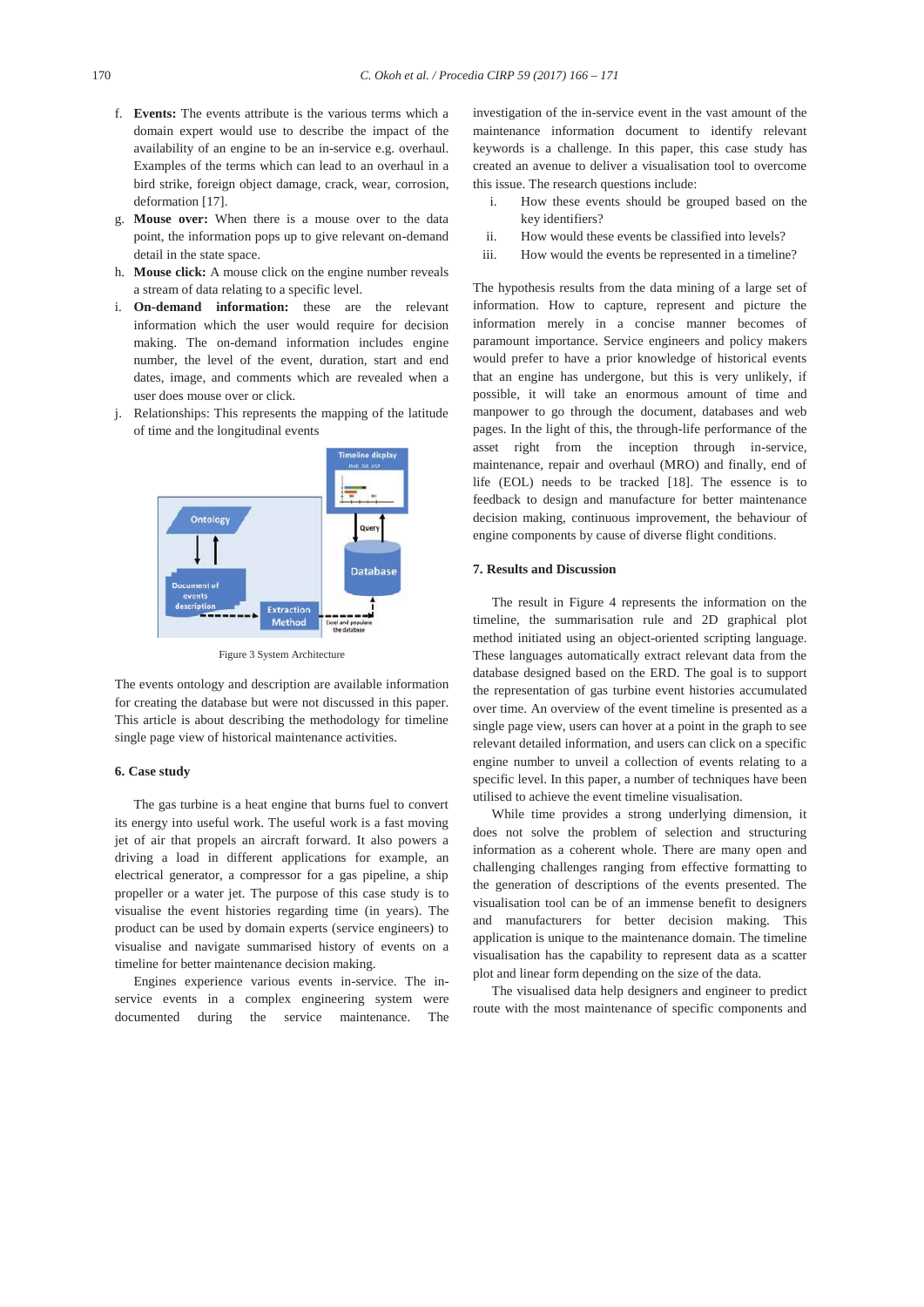f. **Events:** The events attribute is the various terms which a domain expert would use to describe the impact of the availability of an engine to be an in-service e.g. overhaul. Examples of the terms which can lead to an overhaul in a bird strike, foreign object damage, crack, wear, corrosion, deformation [17].
g. **Mouse over:** When there is a mouse over to the data point, the information pops up to give relevant on-demand detail in the state space.
h. **Mouse click:** A mouse click on the engine number reveals a stream of data relating to a specific level.
i. **On-demand information:** these are the relevant information which the user would require for decision making. The on-demand information includes engine number, the level of the event, duration, start and end dates, image, and comments which are revealed when a user does mouse over or click.
j. Relationships: This represents the mapping of the latitude of time and the longitudinal events

Figure 3 System Architecture

The events ontology and description are available information for creating the database but were not discussed in this paper. This article is about describing the methodology for timeline single page view of historical maintenance activities.

## 6. Case study

The gas turbine is a heat engine that burns fuel to convert its energy into useful work. The useful work is a fast moving jet of air that propels an aircraft forward. It also powers a driving a load in different applications for example, an electrical generator, a compressor for a gas pipeline, a ship propeller or a water jet. The purpose of this case study is to visualise the event histories regarding time (in years). The product can be used by domain experts (service engineers) to visualise and navigate summarised history of events on a timeline for better maintenance decision making.

Engines experience various events in-service. The in-service events in a complex engineering system were documented during the service maintenance. The investigation of the in-service event in the vast amount of the maintenance information document to identify relevant keywords is a challenge. In this paper, this case study has created an avenue to deliver a visualisation tool to overcome this issue. The research questions include:

i. How these events should be grouped based on the key identifiers?
ii. How would these events be classified into levels?
iii. How would the events be represented in a timeline?

The hypothesis results from the data mining of a large set of information. How to capture, represent and picture the information merely in a concise manner becomes of paramount importance. Service engineers and policy makers would prefer to have a prior knowledge of historical events that an engine has undergone, but this is very unlikely, if possible, it will take an enormous amount of time and manpower to go through the document, databases and web pages. In the light of this, the through-life performance of the asset right from the inception through in-service, maintenance, repair and overhaul (MRO) and finally, end of life (EOL) needs to be tracked [18]. The essence is to feedback to design and manufacture for better maintenance decision making, continuous improvement, the behaviour of engine components by cause of diverse flight conditions.

## 7. Results and Discussion

The result in Figure 4 represents the information on the timeline, the summarisation rule and 2D graphical plot method initiated using an object-oriented scripting language. These languages automatically extract relevant data from the database designed based on the ERD. The goal is to support the representation of gas turbine event histories accumulated over time. An overview of the event timeline is presented as a single page view, users can hover at a point in the graph to see relevant detailed information, and users can click on a specific engine number to unveil a collection of events relating to a specific level. In this paper, a number of techniques have been utilised to achieve the event timeline visualisation.

While time provides a strong underlying dimension, it does not solve the problem of selection and structuring information as a coherent whole. There are many open and challenging challenges ranging from effective formatting to the generation of descriptions of the events presented. The visualisation tool can be of an immense benefit to designers and manufacturers for better decision making. This application is unique to the maintenance domain. The timeline visualisation has the capability to represent data as a scatter plot and linear form depending on the size of the data.

The visualised data help designers and engineer to predict route with the most maintenance of specific components and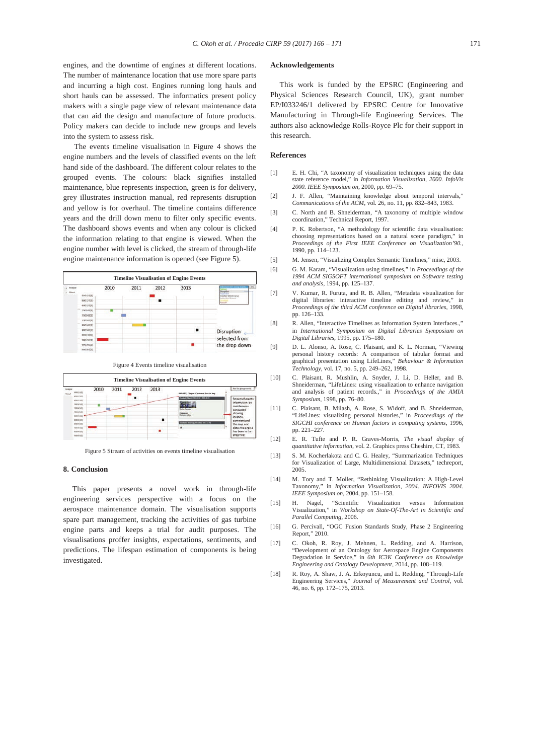engines, and the downtime of engines at different locations. The number of maintenance location that use more spare parts and incurring a high cost. Engines running long hauls and short hauls can be assessed. The informatics present policy makers with a single page view of relevant maintenance data that can aid the design and manufacture of future products. Policy makers can decide to include new groups and levels into the system to assess risk.

The events timeline visualisation in Figure 4 shows the engine numbers and the levels of classified events on the left hand side of the dashboard. The different colour relates to the grouped events. The colours: black signifies installed maintenance, blue represents inspection, green is for delivery, grey illustrates instruction manual, red represents disruption and yellow is for overhaul. The timeline contains difference years and the drill down menu to filter only specific events. The dashboard shows events and when any colour is clicked the information relating to that engine is viewed. When the engine number with level is clicked, the stream of through-life engine maintenance information is opened (see Figure 5).

Timeline Visualisation of Engine Events

2010 2011 2012 2013

Disruption selected from the drop down

Figure 4 Events timeline visualisation

Timeline Visualisation of Engine Events

2010 2011 2012 2013

Stream of events information on maintenance conducted showing location, command and the days and dates the engine has been in the shop floor

Figure 5 Stream of activities on events timeline visualisation

## 8. Conclusion

This paper presents a novel work in through-life engineering services perspective with a focus on the aerospace maintenance domain. The visualisation supports spare part management, tracking the activities of gas turbine engine parts and keeps a trial for audit purposes. The visualisations proffer insights, expectations, sentiments, and predictions. The lifespan estimation of components is being investigated.

## Acknowledgements

This work is funded by the EPSRC (Engineering and Physical Sciences Research Council, UK), grant number EP/I033246/1 delivered by EPSRC Centre for Innovative Manufacturing in Through-life Engineering Services. The authors also acknowledge Rolls-Royce Plc for their support in this research.

## References

[1] E. H. Chi, "A taxonomy of visualization techniques using the data state reference model," in *Information Visualization, 2000. InfoVis 2000. IEEE Symposium on*, 2000, pp. 69–75.

[2] J. F. Allen, "Maintaining knowledge about temporal intervals," *Communications of the ACM*, vol. 26, no. 11, pp. 832–843, 1983.

[3] C. North and B. Shneiderman, "A taxonomy of multiple window coordination," Technical Report, 1997.

[4] P. K. Robertson, "A methodology for scientific data visualisation: choosing representations based on a natural scene paradigm," in *Proceedings of the First IEEE Conference on Visualization'90.*, 1990, pp. 114–123.

[5] M. Jensen, "Visualizing Complex Semantic Timelines," misc, 2003.

[6] G. M. Karam, "Visualization using timelines," in *Proceedings of the 1994 ACM SIGSOFT international symposium on Software testing and analysis*, 1994, pp. 125–137.

[7] V. Kumar, R. Furuta, and R. B. Allen, "Metadata visualization for digital libraries: interactive timeline editing and review," in *Proceedings of the third ACM conference on Digital libraries*, 1998, pp. 126–133.

[8] R. Allen, "Interactive Timelines as Information System Interfaces.," in *International Symposium on Digital Libraries Symposium on Digital Libraries*, 1995, pp. 175–180.

[9] D. L. Alonso, A. Rose, C. Plaisant, and K. L. Norman, "Viewing personal history records: A comparison of tabular format and graphical presentation using LifeLines," *Behaviour & Information Technology*, vol. 17, no. 5, pp. 249–262, 1998.

[10] C. Plaisant, R. Mushlin, A. Snyder, J. Li, D. Heller, and B. Shneiderman, "LifeLines: using visualization to enhance navigation and analysis of patient records.," in *Proceedings of the AMIA Symposium*, 1998, pp. 76–80.

[11] C. Plaisant, B. Milash, A. Rose, S. Widoff, and B. Shneiderman, "LifeLines: visualizing personal histories," in *Proceedings of the SIGCHI conference on Human factors in computing systems*, 1996, pp. 221–227.

[12] E. R. Tufte and P. R. Graves-Morris, *The visual display of quantitative information*, vol. 2. Graphics press Cheshire, CT, 1983.

[13] S. M. Kocherlakota and C. G. Healey, "Summarization Techniques for Visualization of Large, Multidimensional Datasets," techreport, 2005.

[14] M. Tory and T. Moller, "Rethinking Visualization: A High-Level Taxonomy," in *Information Visualization, 2004. INFOVIS 2004. IEEE Symposium on*, 2004, pp. 151–158.

[15] H. Nagel, "Scientific Visualization versus Information Visualization," in *Workshop on State-Of-The-Art in Scientific and Parallel Computing*, 2006.

[16] G. Percivall, "OGC Fusion Standards Study, Phase 2 Engineering Report," 2010.

[17] C. Okoh, R. Roy, J. Mehnen, L. Redding, and A. Harrison, "Development of an Ontology for Aerospace Engine Components Degradation in Service," in *6th IC3K Conference on Knowledge Engineering and Ontology Development*, 2014, pp. 108–119.

[18] R. Roy, A. Shaw, J. A. Erkoyuncu, and L. Redding, "Through-Life Engineering Services," *Journal of Measurement and Control*, vol. 46, no. 6, pp. 172–175, 2013.